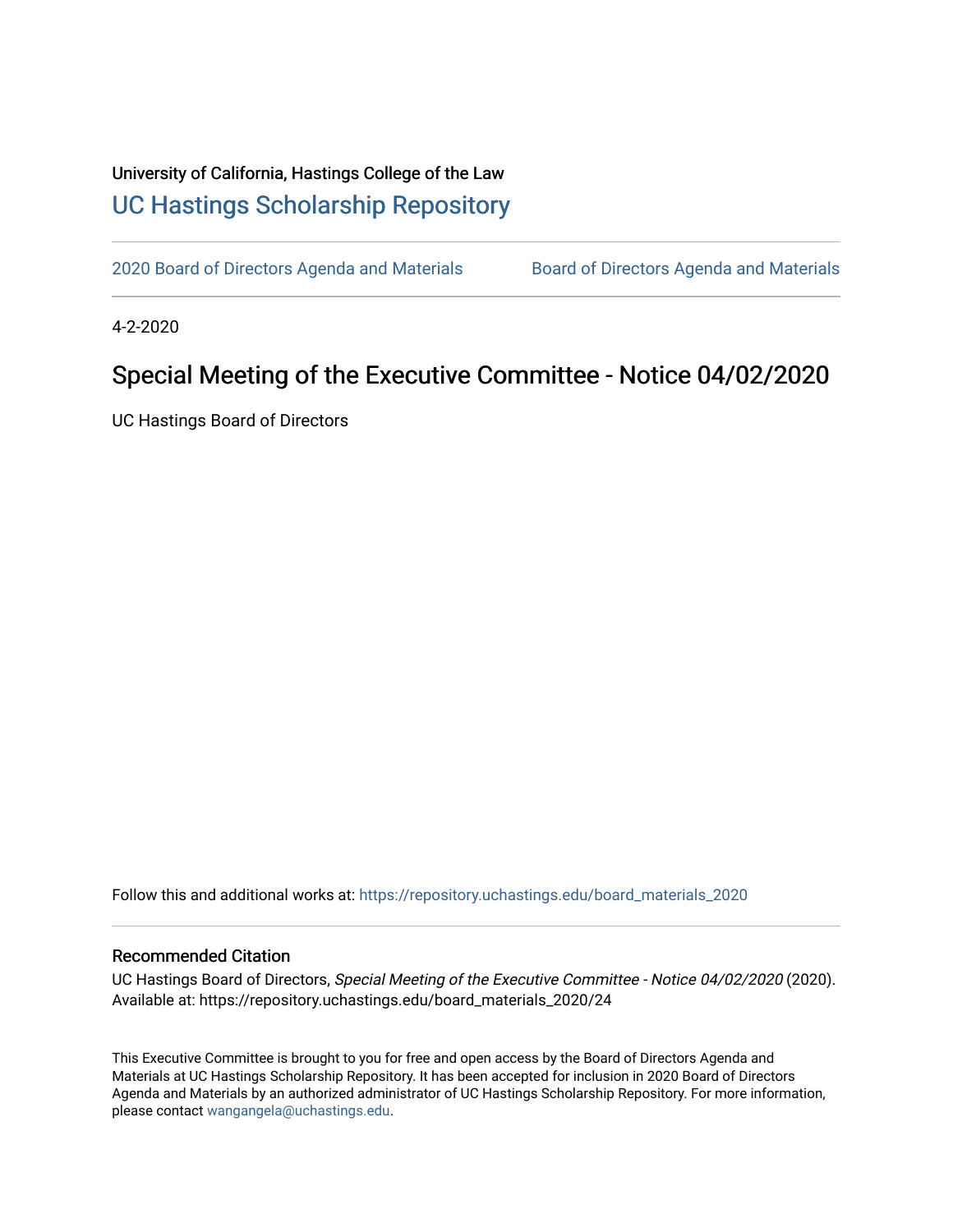University of California, Hastings College of the Law

# UC Hastings Scholarship Repository

2020 Board of Directors Agenda and Materials | Board of Directors Agenda and Materials

4-2-2020

## Special Meeting of the Executive Committee - Notice 04/02/2020

UC Hastings Board of Directors

Follow this and additional works at: https://repository.uchastings.edu/board_materials_2020

### Recommended Citation

UC Hastings Board of Directors, *Special Meeting of the Executive Committee - Notice 04/02/2020* (2020). Available at: https://repository.uchastings.edu/board_materials_2020/24

This Executive Committee is brought to you for free and open access by the Board of Directors Agenda and Materials at UC Hastings Scholarship Repository. It has been accepted for inclusion in 2020 Board of Directors Agenda and Materials by an authorized administrator of UC Hastings Scholarship Repository. For more information, please contact wangangela@uchastings.edu.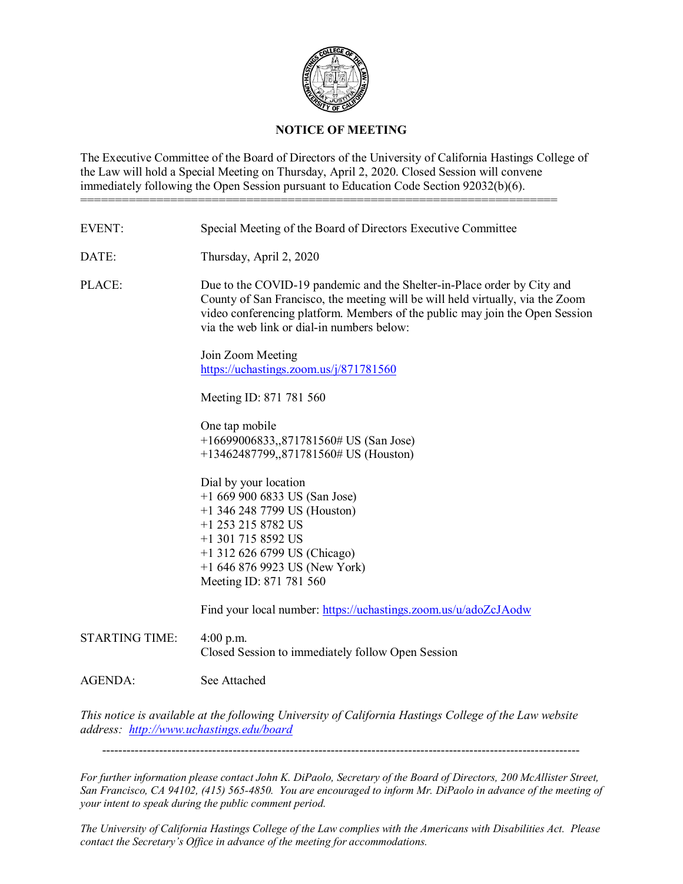# NOTICE OF MEETING

The Executive Committee of the Board of Directors of the University of California Hastings College of the Law will hold a Special Meeting on Thursday, April 2, 2020. Closed Session will convene immediately following the Open Session pursuant to Education Code Section 92032(b)(6).

=====================================================================

| | |
|---|---|
| EVENT: | Special Meeting of the Board of Directors Executive Committee |
| DATE: | Thursday, April 2, 2020 |
| PLACE: | Due to the COVID-19 pandemic and the Shelter-in-Place order by City and County of San Francisco, the meeting will be will held virtually, via the Zoom video conferencing platform. Members of the public may join the Open Session via the web link or dial-in numbers below: |

Join Zoom Meeting
https://uchastings.zoom.us/j/871781560

Meeting ID: 871 781 560

One tap mobile
+16699006833,,871781560# US (San Jose)
+13462487799,,871781560# US (Houston)

Dial by your location
+1 669 900 6833 US (San Jose)
+1 346 248 7799 US (Houston)
+1 253 215 8782 US
+1 301 715 8592 US
+1 312 626 6799 US (Chicago)
+1 646 876 9923 US (New York)
Meeting ID: 871 781 560

Find your local number: https://uchastings.zoom.us/u/adoZcJAodw

| | |
|---|---|
| STARTING TIME: | 4:00 p.m.<br>Closed Session to immediately follow Open Session |
| AGENDA: | See Attached |

*This notice is available at the following University of California Hastings College of the Law website address: http://www.uchastings.edu/board*

---

*For further information please contact John K. DiPaolo, Secretary of the Board of Directors, 200 McAllister Street, San Francisco, CA 94102, (415) 565-4850. You are encouraged to inform Mr. DiPaolo in advance of the meeting of your intent to speak during the public comment period.*

*The University of California Hastings College of the Law complies with the Americans with Disabilities Act. Please contact the Secretary's Office in advance of the meeting for accommodations.*